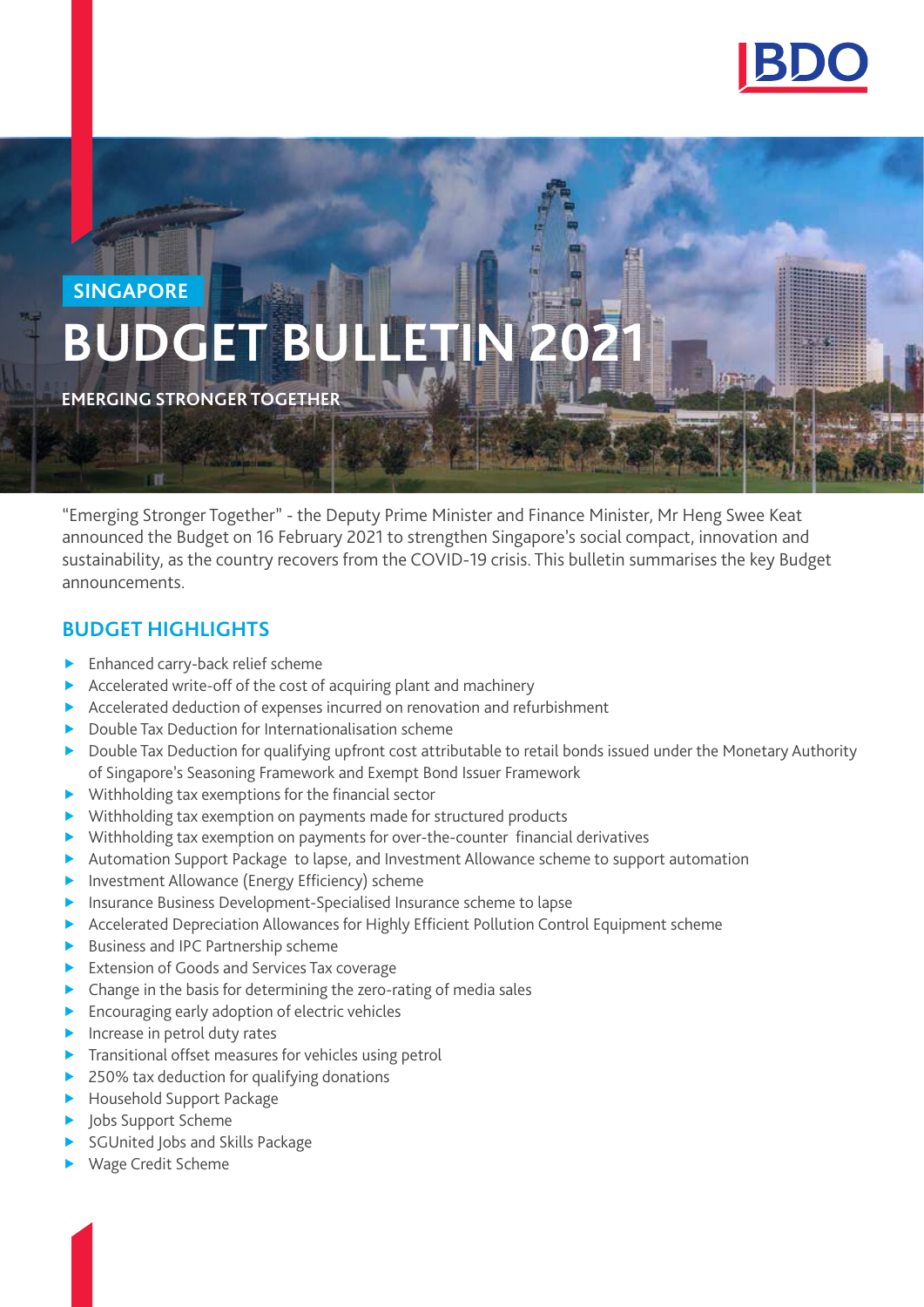SINGAPORE

# BUDGET BULLETIN 2021

EMERGING STRONGER TOGETHER

"Emerging Stronger Together" - the Deputy Prime Minister and Finance Minister, Mr Heng Swee Keat announced the Budget on 16 February 2021 to strengthen Singapore's social compact, innovation and sustainability, as the country recovers from the COVID-19 crisis. This bulletin summarises the key Budget announcements.

## BUDGET HIGHLIGHTS

- Enhanced carry-back relief scheme
- Accelerated write-off of the cost of acquiring plant and machinery
- Accelerated deduction of expenses incurred on renovation and refurbishment
- Double Tax Deduction for Internationalisation scheme
- Double Tax Deduction for qualifying upfront cost attributable to retail bonds issued under the Monetary Authority of Singapore's Seasoning Framework and Exempt Bond Issuer Framework
- Withholding tax exemptions for the financial sector
- Withholding tax exemption on payments made for structured products
- Withholding tax exemption on payments for over-the-counter financial derivatives
- Automation Support Package to lapse, and Investment Allowance scheme to support automation
- Investment Allowance (Energy Efficiency) scheme
- Insurance Business Development-Specialised Insurance scheme to lapse
- Accelerated Depreciation Allowances for Highly Efficient Pollution Control Equipment scheme
- Business and IPC Partnership scheme
- Extension of Goods and Services Tax coverage
- Change in the basis for determining the zero-rating of media sales
- Encouraging early adoption of electric vehicles
- Increase in petrol duty rates
- Transitional offset measures for vehicles using petrol
- 250% tax deduction for qualifying donations
- Household Support Package
- Jobs Support Scheme
- SGUnited Jobs and Skills Package
- Wage Credit Scheme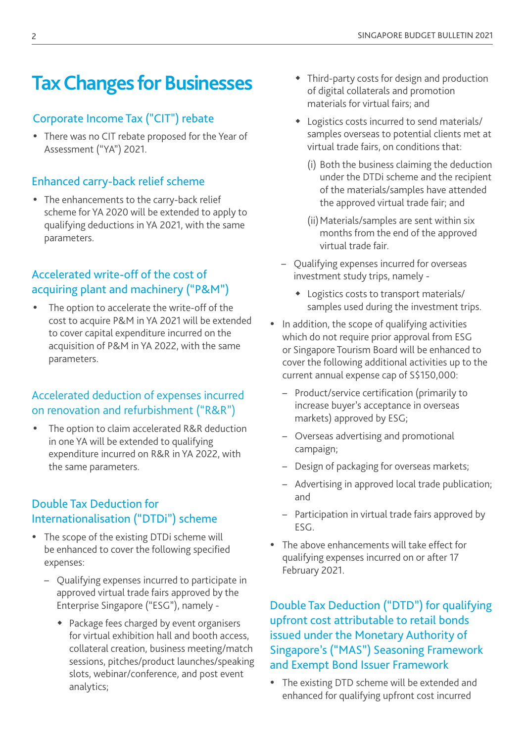# Tax Changes for Businesses

## Corporate Income Tax ("CIT") rebate

- There was no CIT rebate proposed for the Year of Assessment ("YA") 2021.

## Enhanced carry-back relief scheme

- The enhancements to the carry-back relief scheme for YA 2020 will be extended to apply to qualifying deductions in YA 2021, with the same parameters.

## Accelerated write-off of the cost of acquiring plant and machinery ("P&M")

- The option to accelerate the write-off of the cost to acquire P&M in YA 2021 will be extended to cover capital expenditure incurred on the acquisition of P&M in YA 2022, with the same parameters.

## Accelerated deduction of expenses incurred on renovation and refurbishment ("R&R")

- The option to claim accelerated R&R deduction in one YA will be extended to qualifying expenditure incurred on R&R in YA 2022, with the same parameters.

## Double Tax Deduction for Internationalisation ("DTDi") scheme

- The scope of the existing DTDi scheme will be enhanced to cover the following specified expenses:
  - Qualifying expenses incurred to participate in approved virtual trade fairs approved by the Enterprise Singapore ("ESG"), namely -
    - Package fees charged by event organisers for virtual exhibition hall and booth access, collateral creation, business meeting/match sessions, pitches/product launches/speaking slots, webinar/conference, and post event analytics;
    - Third-party costs for design and production of digital collaterals and promotion materials for virtual fairs; and
    - Logistics costs incurred to send materials/ samples overseas to potential clients met at virtual trade fairs, on conditions that:

      (i) Both the business claiming the deduction under the DTDi scheme and the recipient of the materials/samples have attended the approved virtual trade fair; and

      (ii) Materials/samples are sent within six months from the end of the approved virtual trade fair.
  - Qualifying expenses incurred for overseas investment study trips, namely -
    - Logistics costs to transport materials/ samples used during the investment trips.
- In addition, the scope of qualifying activities which do not require prior approval from ESG or Singapore Tourism Board will be enhanced to cover the following additional activities up to the current annual expense cap of S$150,000:
  - Product/service certification (primarily to increase buyer's acceptance in overseas markets) approved by ESG;
  - Overseas advertising and promotional campaign;
  - Design of packaging for overseas markets;
  - Advertising in approved local trade publication; and
  - Participation in virtual trade fairs approved by ESG.
- The above enhancements will take effect for qualifying expenses incurred on or after 17 February 2021.

## Double Tax Deduction ("DTD") for qualifying upfront cost attributable to retail bonds issued under the Monetary Authority of Singapore's ("MAS") Seasoning Framework and Exempt Bond Issuer Framework

- The existing DTD scheme will be extended and enhanced for qualifying upfront cost incurred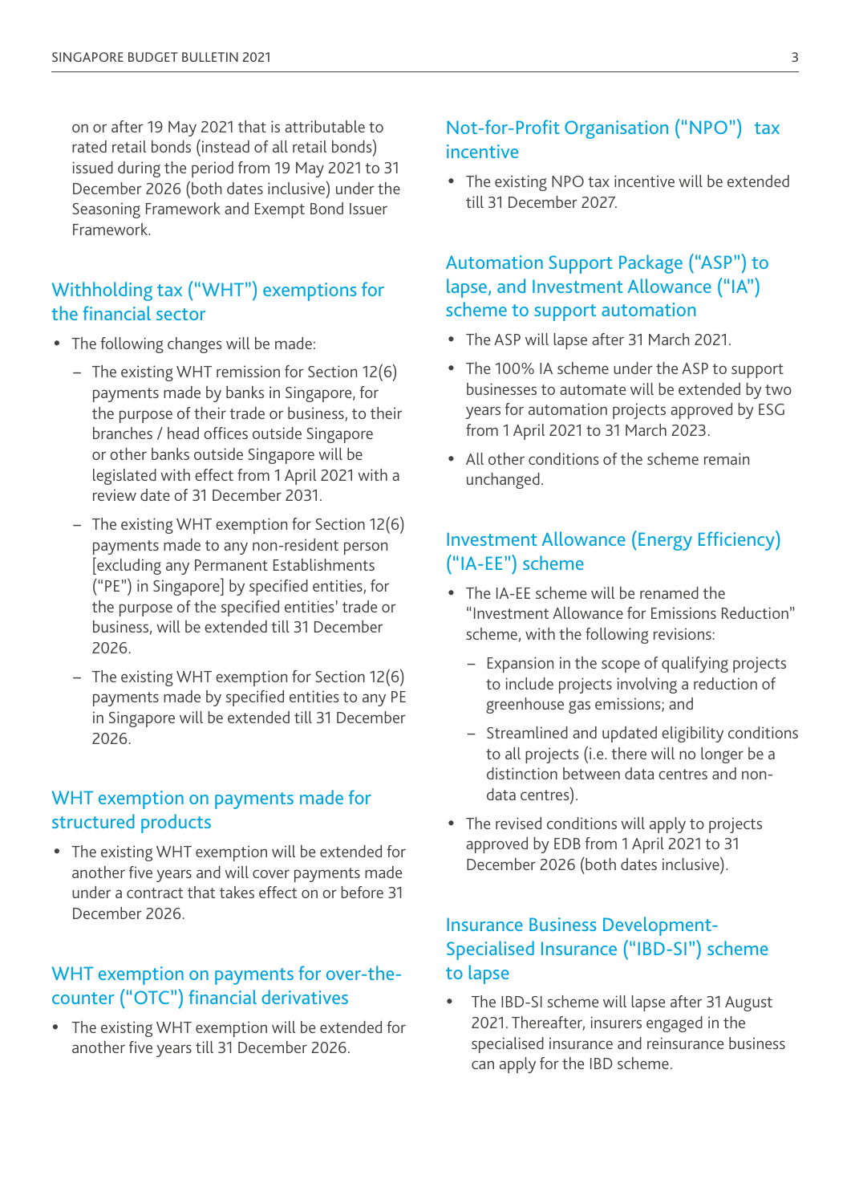on or after 19 May 2021 that is attributable to rated retail bonds (instead of all retail bonds) issued during the period from 19 May 2021 to 31 December 2026 (both dates inclusive) under the Seasoning Framework and Exempt Bond Issuer Framework.

## Withholding tax ("WHT") exemptions for the financial sector

- The following changes will be made:
  - The existing WHT remission for Section 12(6) payments made by banks in Singapore, for the purpose of their trade or business, to their branches / head offices outside Singapore or other banks outside Singapore will be legislated with effect from 1 April 2021 with a review date of 31 December 2031.
  - The existing WHT exemption for Section 12(6) payments made to any non-resident person [excluding any Permanent Establishments ("PE") in Singapore] by specified entities, for the purpose of the specified entities' trade or business, will be extended till 31 December 2026.
  - The existing WHT exemption for Section 12(6) payments made by specified entities to any PE in Singapore will be extended till 31 December 2026.

## WHT exemption on payments made for structured products

- The existing WHT exemption will be extended for another five years and will cover payments made under a contract that takes effect on or before 31 December 2026.

## WHT exemption on payments for over-the-counter ("OTC") financial derivatives

- The existing WHT exemption will be extended for another five years till 31 December 2026.

## Not-for-Profit Organisation ("NPO") tax incentive

- The existing NPO tax incentive will be extended till 31 December 2027.

## Automation Support Package ("ASP") to lapse, and Investment Allowance ("IA") scheme to support automation

- The ASP will lapse after 31 March 2021.
- The 100% IA scheme under the ASP to support businesses to automate will be extended by two years for automation projects approved by ESG from 1 April 2021 to 31 March 2023.
- All other conditions of the scheme remain unchanged.

## Investment Allowance (Energy Efficiency) ("IA-EE") scheme

- The IA-EE scheme will be renamed the "Investment Allowance for Emissions Reduction" scheme, with the following revisions:
  - Expansion in the scope of qualifying projects to include projects involving a reduction of greenhouse gas emissions; and
  - Streamlined and updated eligibility conditions to all projects (i.e. there will no longer be a distinction between data centres and non-data centres).
- The revised conditions will apply to projects approved by EDB from 1 April 2021 to 31 December 2026 (both dates inclusive).

## Insurance Business Development-Specialised Insurance ("IBD-SI") scheme to lapse

- The IBD-SI scheme will lapse after 31 August 2021. Thereafter, insurers engaged in the specialised insurance and reinsurance business can apply for the IBD scheme.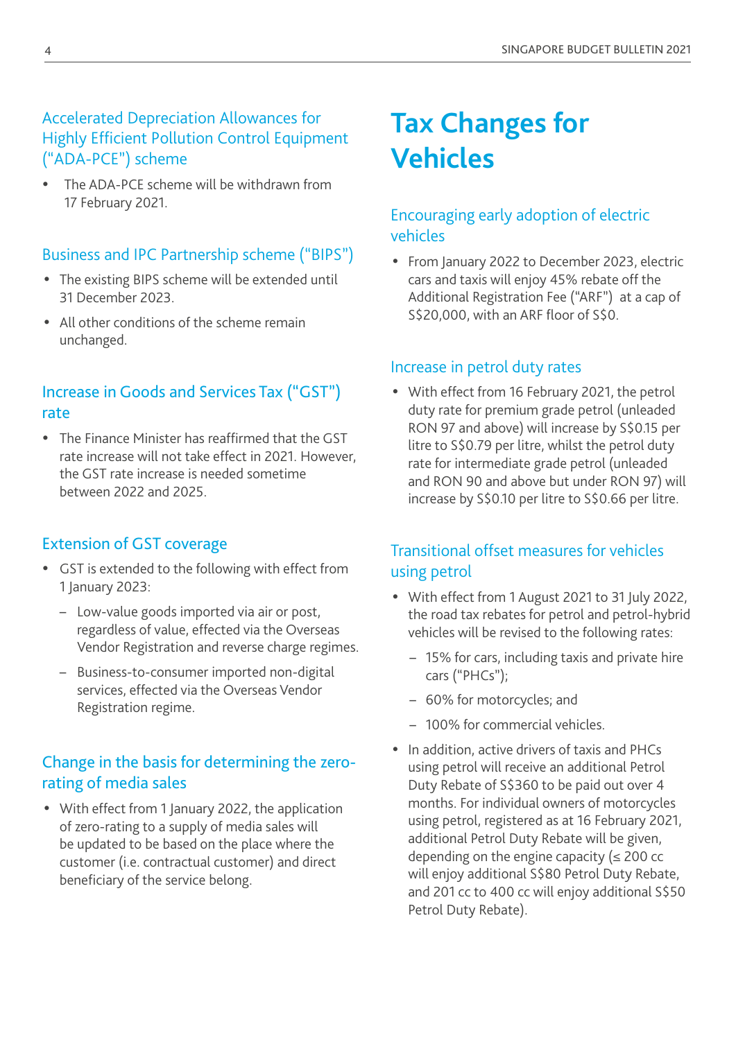### Accelerated Depreciation Allowances for Highly Efficient Pollution Control Equipment ("ADA-PCE") scheme

- The ADA-PCE scheme will be withdrawn from 17 February 2021.

### Business and IPC Partnership scheme ("BIPS")

- The existing BIPS scheme will be extended until 31 December 2023.
- All other conditions of the scheme remain unchanged.

### Increase in Goods and Services Tax ("GST") rate

- The Finance Minister has reaffirmed that the GST rate increase will not take effect in 2021. However, the GST rate increase is needed sometime between 2022 and 2025.

### Extension of GST coverage

- GST is extended to the following with effect from 1 January 2023:
  - Low-value goods imported via air or post, regardless of value, effected via the Overseas Vendor Registration and reverse charge regimes.
  - Business-to-consumer imported non-digital services, effected via the Overseas Vendor Registration regime.

### Change in the basis for determining the zero-rating of media sales

- With effect from 1 January 2022, the application of zero-rating to a supply of media sales will be updated to be based on the place where the customer (i.e. contractual customer) and direct beneficiary of the service belong.

# Tax Changes for Vehicles

### Encouraging early adoption of electric vehicles

- From January 2022 to December 2023, electric cars and taxis will enjoy 45% rebate off the Additional Registration Fee ("ARF") at a cap of S$20,000, with an ARF floor of S$0.

### Increase in petrol duty rates

- With effect from 16 February 2021, the petrol duty rate for premium grade petrol (unleaded RON 97 and above) will increase by S$0.15 per litre to S$0.79 per litre, whilst the petrol duty rate for intermediate grade petrol (unleaded and RON 90 and above but under RON 97) will increase by S$0.10 per litre to S$0.66 per litre.

### Transitional offset measures for vehicles using petrol

- With effect from 1 August 2021 to 31 July 2022, the road tax rebates for petrol and petrol-hybrid vehicles will be revised to the following rates:
  - 15% for cars, including taxis and private hire cars ("PHCs");
  - 60% for motorcycles; and
  - 100% for commercial vehicles.
- In addition, active drivers of taxis and PHCs using petrol will receive an additional Petrol Duty Rebate of S$360 to be paid out over 4 months. For individual owners of motorcycles using petrol, registered as at 16 February 2021, additional Petrol Duty Rebate will be given, depending on the engine capacity (≤ 200 cc will enjoy additional S$80 Petrol Duty Rebate, and 201 cc to 400 cc will enjoy additional S$50 Petrol Duty Rebate).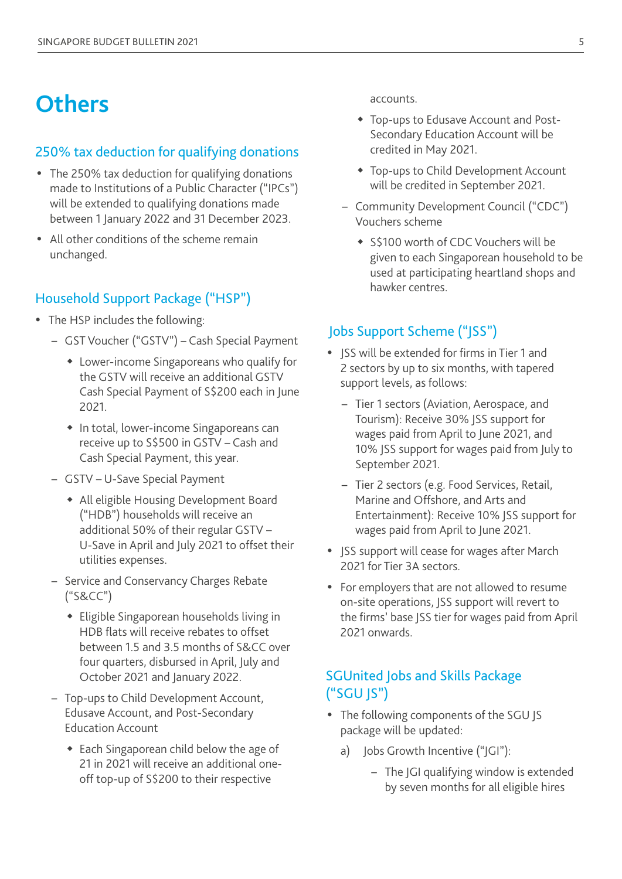# Others

## 250% tax deduction for qualifying donations

- The 250% tax deduction for qualifying donations made to Institutions of a Public Character ("IPCs") will be extended to qualifying donations made between 1 January 2022 and 31 December 2023.
- All other conditions of the scheme remain unchanged.

## Household Support Package ("HSP")

- The HSP includes the following:
  - GST Voucher ("GSTV") – Cash Special Payment
    - Lower-income Singaporeans who qualify for the GSTV will receive an additional GSTV Cash Special Payment of S$200 each in June 2021.
    - In total, lower-income Singaporeans can receive up to S$500 in GSTV – Cash and Cash Special Payment, this year.
  - GSTV – U-Save Special Payment
    - All eligible Housing Development Board ("HDB") households will receive an additional 50% of their regular GSTV – U-Save in April and July 2021 to offset their utilities expenses.
  - Service and Conservancy Charges Rebate ("S&CC")
    - Eligible Singaporean households living in HDB flats will receive rebates to offset between 1.5 and 3.5 months of S&CC over four quarters, disbursed in April, July and October 2021 and January 2022.
  - Top-ups to Child Development Account, Edusave Account, and Post-Secondary Education Account
    - Each Singaporean child below the age of 21 in 2021 will receive an additional one-off top-up of S$200 to their respective accounts.
    - Top-ups to Edusave Account and Post-Secondary Education Account will be credited in May 2021.
    - Top-ups to Child Development Account will be credited in September 2021.
  - Community Development Council ("CDC") Vouchers scheme
    - S$100 worth of CDC Vouchers will be given to each Singaporean household to be used at participating heartland shops and hawker centres.

## Jobs Support Scheme ("JSS")

- JSS will be extended for firms in Tier 1 and 2 sectors by up to six months, with tapered support levels, as follows:
  - Tier 1 sectors (Aviation, Aerospace, and Tourism): Receive 30% JSS support for wages paid from April to June 2021, and 10% JSS support for wages paid from July to September 2021.
  - Tier 2 sectors (e.g. Food Services, Retail, Marine and Offshore, and Arts and Entertainment): Receive 10% JSS support for wages paid from April to June 2021.
- JSS support will cease for wages after March 2021 for Tier 3A sectors.
- For employers that are not allowed to resume on-site operations, JSS support will revert to the firms' base JSS tier for wages paid from April 2021 onwards.

## SGUnited Jobs and Skills Package ("SGU JS")

- The following components of the SGU JS package will be updated:

  a) Jobs Growth Incentive ("JGI"):
     - The JGI qualifying window is extended by seven months for all eligible hires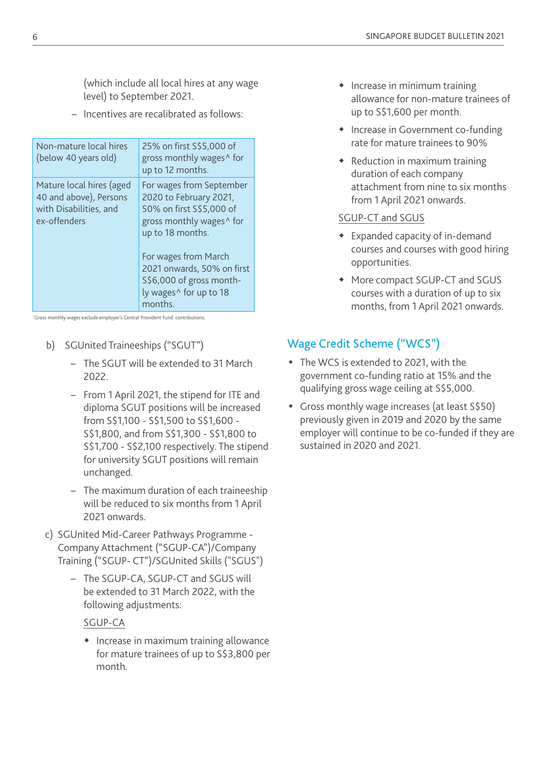(which include all local hires at any wage level) to September 2021.

- Incentives are recalibrated as follows:

| Non-mature local hires (below 40 years old) | 25% on first S$5,000 of gross monthly wages^ for up to 12 months. |
|---|---|
| Mature local hires (aged 40 and above), Persons with Disabilities, and ex-offenders | For wages from September 2020 to February 2021, 50% on first S$5,000 of gross monthly wages^ for up to 18 months.<br><br>For wages from March 2021 onwards, 50% on first S$6,000 of gross monthly wages^ for up to 18 months. |

^Gross monthly wages exclude employer's Central Provident Fund contributions.

b) SGUnited Traineeships ("SGUT")

- The SGUT will be extended to 31 March 2022.
- From 1 April 2021, the stipend for ITE and diploma SGUT positions will be increased from S$1,100 - S$1,500 to S$1,600 - S$1,800, and from S$1,300 - S$1,800 to S$1,700 - S$2,100 respectively. The stipend for university SGUT positions will remain unchanged.
- The maximum duration of each traineeship will be reduced to six months from 1 April 2021 onwards.

c) SGUnited Mid-Career Pathways Programme - Company Attachment ("SGUP-CA")/Company Training ("SGUP- CT")/SGUnited Skills ("SGUS")

- The SGUP-CA, SGUP-CT and SGUS will be extended to 31 March 2022, with the following adjustments:

SGUP-CA

- Increase in maximum training allowance for mature trainees of up to S$3,800 per month.
- Increase in minimum training allowance for non-mature trainees of up to S$1,600 per month.
- Increase in Government co-funding rate for mature trainees to 90%
- Reduction in maximum training duration of each company attachment from nine to six months from 1 April 2021 onwards.

SGUP-CT and SGUS

- Expanded capacity of in-demand courses and courses with good hiring opportunities.
- More compact SGUP-CT and SGUS courses with a duration of up to six months, from 1 April 2021 onwards.

## Wage Credit Scheme ("WCS")

- The WCS is extended to 2021, with the government co-funding ratio at 15% and the qualifying gross wage ceiling at S$5,000.
- Gross monthly wage increases (at least S$50) previously given in 2019 and 2020 by the same employer will continue to be co-funded if they are sustained in 2020 and 2021.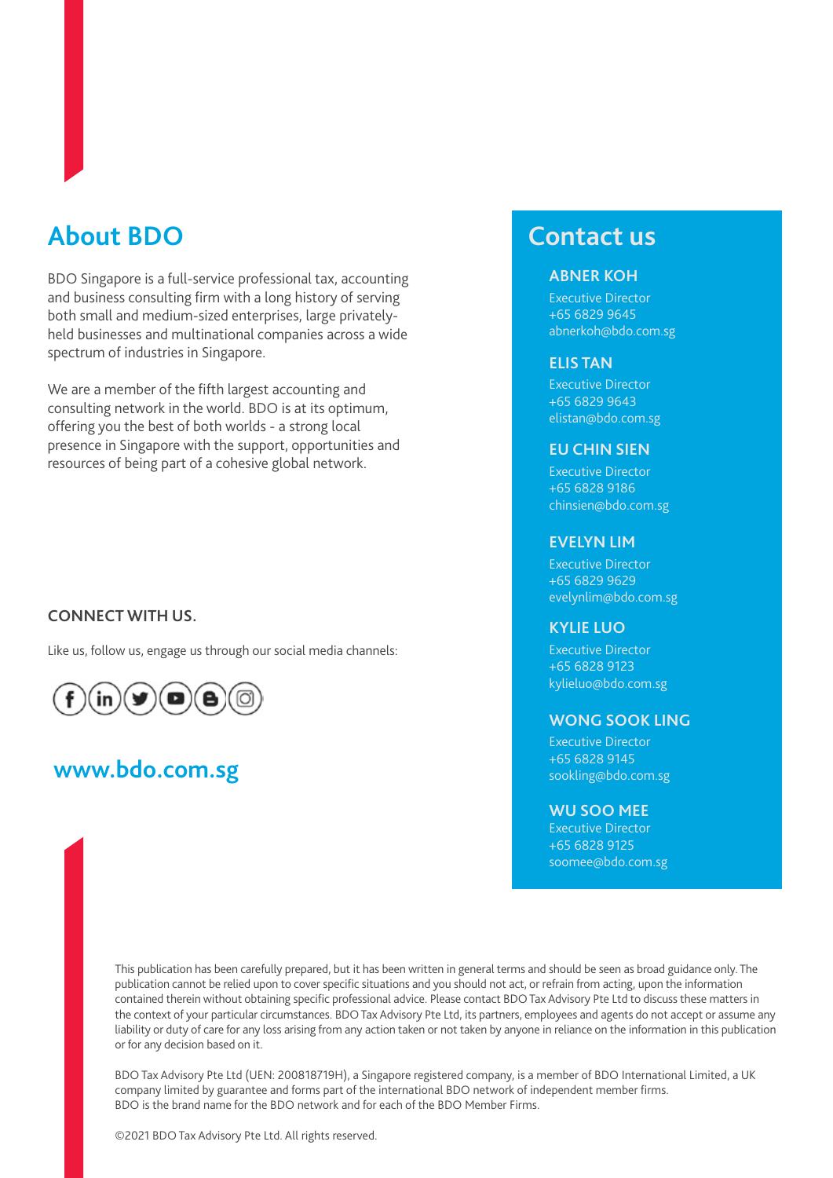## About BDO

BDO Singapore is a full-service professional tax, accounting and business consulting firm with a long history of serving both small and medium-sized enterprises, large privately-held businesses and multinational companies across a wide spectrum of industries in Singapore.

We are a member of the fifth largest accounting and consulting network in the world. BDO is at its optimum, offering you the best of both worlds - a strong local presence in Singapore with the support, opportunities and resources of being part of a cohesive global network.

**CONNECT WITH US.**

Like us, follow us, engage us through our social media channels:

www.bdo.com.sg

## Contact us

**ABNER KOH**
Executive Director
+65 6829 9645
abnerkoh@bdo.com.sg

**ELIS TAN**
Executive Director
+65 6829 9643
elistan@bdo.com.sg

**EU CHIN SIEN**
Executive Director
+65 6828 9186
chinsien@bdo.com.sg

**EVELYN LIM**
Executive Director
+65 6829 9629
evelynlim@bdo.com.sg

**KYLIE LUO**
Executive Director
+65 6828 9123
kylieluo@bdo.com.sg

**WONG SOOK LING**
Executive Director
+65 6828 9145
sookling@bdo.com.sg

**WU SOO MEE**
Executive Director
+65 6828 9125
soomee@bdo.com.sg

This publication has been carefully prepared, but it has been written in general terms and should be seen as broad guidance only. The publication cannot be relied upon to cover specific situations and you should not act, or refrain from acting, upon the information contained therein without obtaining specific professional advice. Please contact BDO Tax Advisory Pte Ltd to discuss these matters in the context of your particular circumstances. BDO Tax Advisory Pte Ltd, its partners, employees and agents do not accept or assume any liability or duty of care for any loss arising from any action taken or not taken by anyone in reliance on the information in this publication or for any decision based on it.

BDO Tax Advisory Pte Ltd (UEN: 200818719H), a Singapore registered company, is a member of BDO International Limited, a UK company limited by guarantee and forms part of the international BDO network of independent member firms.
BDO is the brand name for the BDO network and for each of the BDO Member Firms.

©2021 BDO Tax Advisory Pte Ltd. All rights reserved.